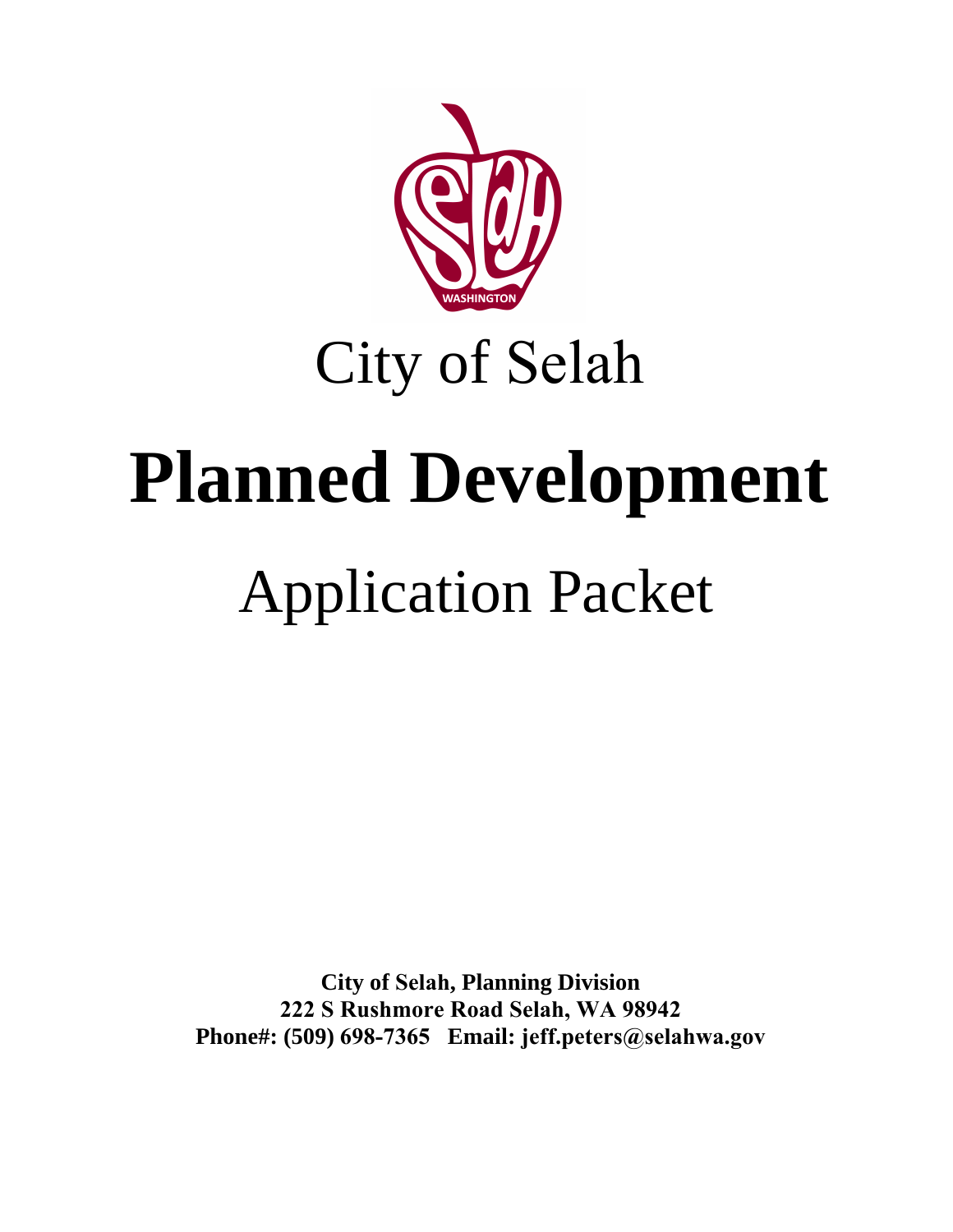City of Selah

# Planned Development

Application Packet

**City of Selah, Planning Division**
**222 S Rushmore Road Selah, WA 98942**
**Phone#: (509) 698-7365 Email: jeff.peters@selahwa.gov**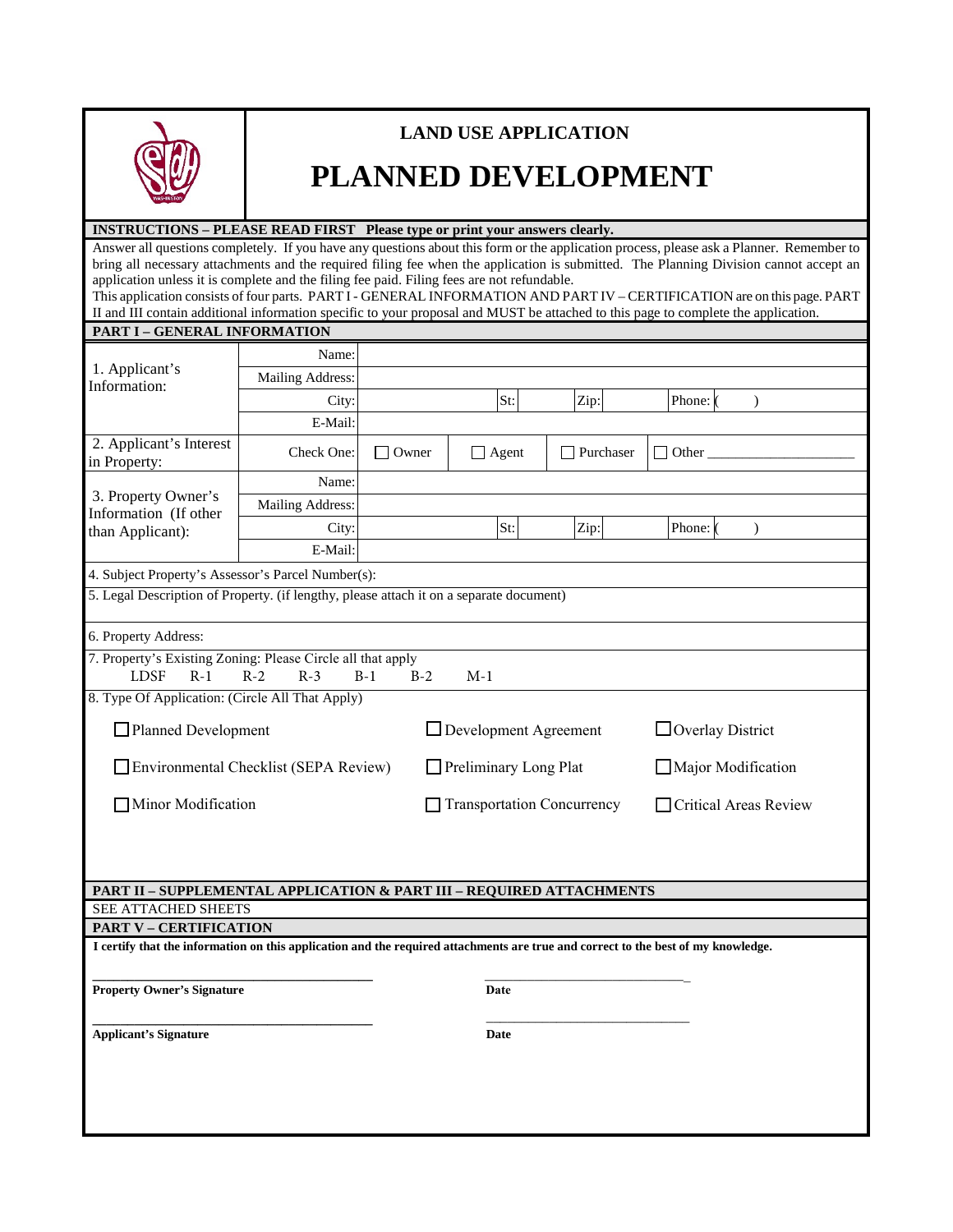# LAND USE APPLICATION

# PLANNED DEVELOPMENT

**INSTRUCTIONS – PLEASE READ FIRST Please type or print your answers clearly.**

Answer all questions completely. If you have any questions about this form or the application process, please ask a Planner. Remember to bring all necessary attachments and the required filing fee when the application is submitted. The Planning Division cannot accept an application unless it is complete and the filing fee paid. Filing fees are not refundable.

This application consists of four parts. PART I - GENERAL INFORMATION AND PART IV – CERTIFICATION are on this page. PART II and III contain additional information specific to your proposal and MUST be attached to this page to complete the application.

**PART I – GENERAL INFORMATION**

| | | | | | | | | | |
|---|---|---|---|---|---|---|---|---|---|
| 1. Applicant's Information: | Name: | | | | | | | | |
| | Mailing Address: | | | | | | | | |
| | City: | | St: | | Zip: | | Phone: ( ) | | |
| | E-Mail: | | | | | | | | |
| 2. Applicant's Interest in Property: | Check One: | ☐ Owner | ☐ Agent | | ☐ Purchaser | | ☐ Other ____________________ | | |
| 3. Property Owner's Information (If other than Applicant): | Name: | | | | | | | | |
| | Mailing Address: | | | | | | | | |
| | City: | | St: | | Zip: | | Phone: ( ) | | |
| | E-Mail: | | | | | | | | |

4. Subject Property's Assessor's Parcel Number(s):

5. Legal Description of Property. (if lengthy, please attach it on a separate document)

6. Property Address:

7. Property's Existing Zoning: Please Circle all that apply

LDSF R-1 R-2 R-3 B-1 B-2 M-1

8. Type Of Application: (Circle All That Apply)

| | | |
|---|---|---|
| ☐ Planned Development | ☐ Development Agreement | ☐ Overlay District |
| ☐ Environmental Checklist (SEPA Review) | ☐ Preliminary Long Plat | ☐ Major Modification |
| ☐ Minor Modification | ☐ Transportation Concurrency | ☐ Critical Areas Review |

**PART II – SUPPLEMENTAL APPLICATION & PART III – REQUIRED ATTACHMENTS**

SEE ATTACHED SHEETS

**PART V – CERTIFICATION**

**I certify that the information on this application and the required attachments are true and correct to the best of my knowledge.**

____________________________________________ ______________________________

**Property Owner's Signature** **Date**

____________________________________________ ______________________________

**Applicant's Signature** **Date**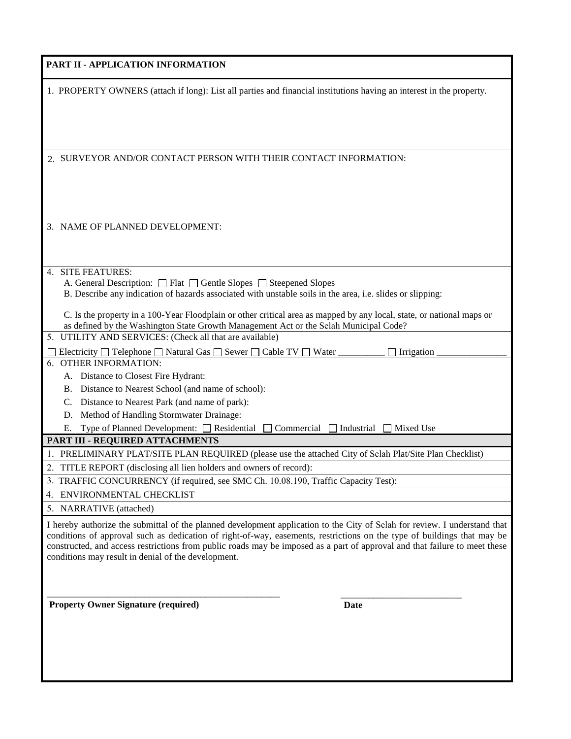## PART II - APPLICATION INFORMATION

1. PROPERTY OWNERS (attach if long): List all parties and financial institutions having an interest in the property.

2. SURVEYOR AND/OR CONTACT PERSON WITH THEIR CONTACT INFORMATION:

3. NAME OF PLANNED DEVELOPMENT:

4. SITE FEATURES:
   A. General Description: ☐ Flat ☐ Gentle Slopes ☐ Steepened Slopes
   B. Describe any indication of hazards associated with unstable soils in the area, i.e. slides or slipping:

   C. Is the property in a 100-Year Floodplain or other critical area as mapped by any local, state, or national maps or as defined by the Washington State Growth Management Act or the Selah Municipal Code?

5. UTILITY AND SERVICES: (Check all that are available)

☐ Electricity ☐ Telephone ☐ Natural Gas ☐ Sewer ☐ Cable TV ☐ Water __________ ☐ Irrigation _______________

6. OTHER INFORMATION:
   A. Distance to Closest Fire Hydrant:
   B. Distance to Nearest School (and name of school):
   C. Distance to Nearest Park (and name of park):
   D. Method of Handling Stormwater Drainage:
   E. Type of Planned Development: ☐ Residential ☐ Commercial ☐ Industrial ☐ Mixed Use

## PART III - REQUIRED ATTACHMENTS

1. PRELIMINARY PLAT/SITE PLAN REQUIRED (please use the attached City of Selah Plat/Site Plan Checklist)
2. TITLE REPORT (disclosing all lien holders and owners of record):
3. TRAFFIC CONCURRENCY (if required, see SMC Ch. 10.08.190, Traffic Capacity Test):
4. ENVIRONMENTAL CHECKLIST
5. NARRATIVE (attached)

I hereby authorize the submittal of the planned development application to the City of Selah for review. I understand that conditions of approval such as dedication of right-of-way, easements, restrictions on the type of buildings that may be constructed, and access restrictions from public roads may be imposed as a part of approval and that failure to meet these conditions may result in denial of the development.

_____________________________________________________ ____________________________

**Property Owner Signature (required)** **Date**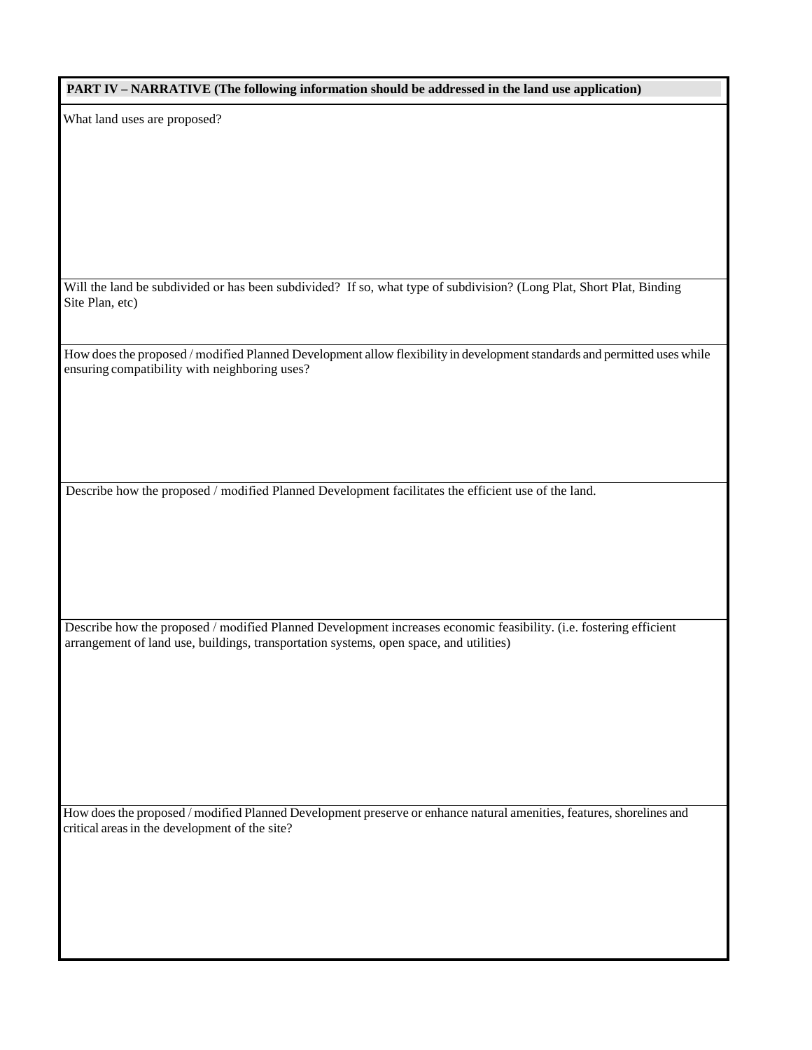**PART IV – NARRATIVE (The following information should be addressed in the land use application)**

What land uses are proposed?

Will the land be subdivided or has been subdivided? If so, what type of subdivision? (Long Plat, Short Plat, Binding Site Plan, etc)

How does the proposed / modified Planned Development allow flexibility in development standards and permitted uses while ensuring compatibility with neighboring uses?

Describe how the proposed / modified Planned Development facilitates the efficient use of the land.

Describe how the proposed / modified Planned Development increases economic feasibility. (i.e. fostering efficient arrangement of land use, buildings, transportation systems, open space, and utilities)

How does the proposed / modified Planned Development preserve or enhance natural amenities, features, shorelines and critical areas in the development of the site?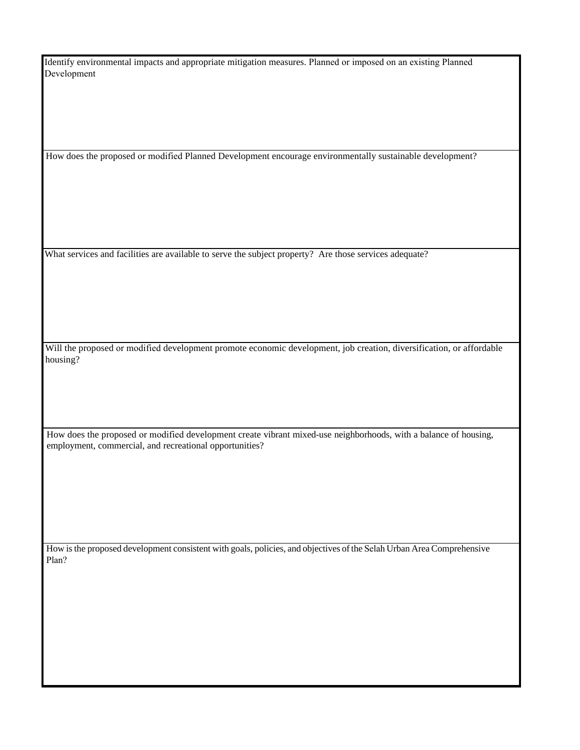Identify environmental impacts and appropriate mitigation measures. Planned or imposed on an existing Planned Development

How does the proposed or modified Planned Development encourage environmentally sustainable development?

What services and facilities are available to serve the subject property? Are those services adequate?

Will the proposed or modified development promote economic development, job creation, diversification, or affordable housing?

How does the proposed or modified development create vibrant mixed-use neighborhoods, with a balance of housing, employment, commercial, and recreational opportunities?

How is the proposed development consistent with goals, policies, and objectives of the Selah Urban Area Comprehensive Plan?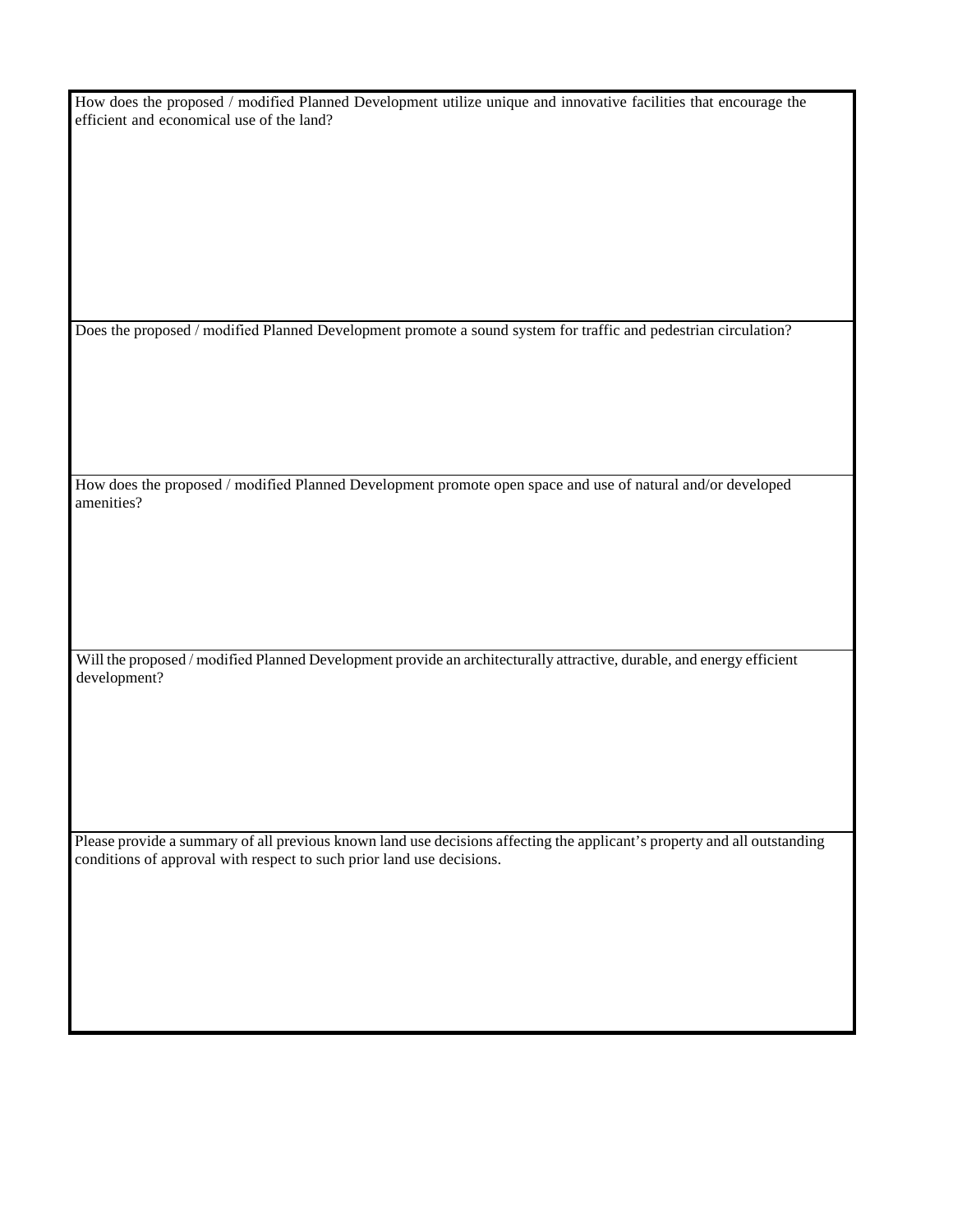How does the proposed / modified Planned Development utilize unique and innovative facilities that encourage the efficient and economical use of the land?

Does the proposed / modified Planned Development promote a sound system for traffic and pedestrian circulation?

How does the proposed / modified Planned Development promote open space and use of natural and/or developed amenities?

Will the proposed / modified Planned Development provide an architecturally attractive, durable, and energy efficient development?

Please provide a summary of all previous known land use decisions affecting the applicant's property and all outstanding conditions of approval with respect to such prior land use decisions.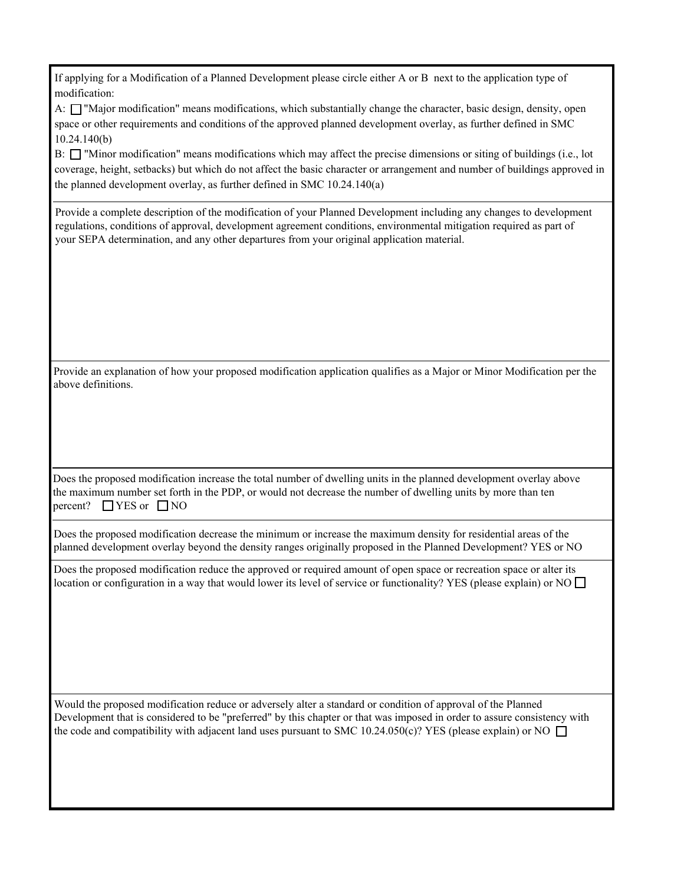If applying for a Modification of a Planned Development please circle either A or B next to the application type of modification:

A: ☐ "Major modification" means modifications, which substantially change the character, basic design, density, open space or other requirements and conditions of the approved planned development overlay, as further defined in SMC 10.24.140(b)

B: ☐ "Minor modification" means modifications which may affect the precise dimensions or siting of buildings (i.e., lot coverage, height, setbacks) but which do not affect the basic character or arrangement and number of buildings approved in the planned development overlay, as further defined in SMC 10.24.140(a)

---

Provide a complete description of the modification of your Planned Development including any changes to development regulations, conditions of approval, development agreement conditions, environmental mitigation required as part of your SEPA determination, and any other departures from your original application material.

---

Provide an explanation of how your proposed modification application qualifies as a Major or Minor Modification per the above definitions.

---

Does the proposed modification increase the total number of dwelling units in the planned development overlay above the maximum number set forth in the PDP, or would not decrease the number of dwelling units by more than ten percent? ☐ YES or ☐ NO

---

Does the proposed modification decrease the minimum or increase the maximum density for residential areas of the planned development overlay beyond the density ranges originally proposed in the Planned Development? YES or NO

---

Does the proposed modification reduce the approved or required amount of open space or recreation space or alter its location or configuration in a way that would lower its level of service or functionality? YES (please explain) or NO ☐

---

Would the proposed modification reduce or adversely alter a standard or condition of approval of the Planned Development that is considered to be "preferred" by this chapter or that was imposed in order to assure consistency with the code and compatibility with adjacent land uses pursuant to SMC 10.24.050(c)? YES (please explain) or NO ☐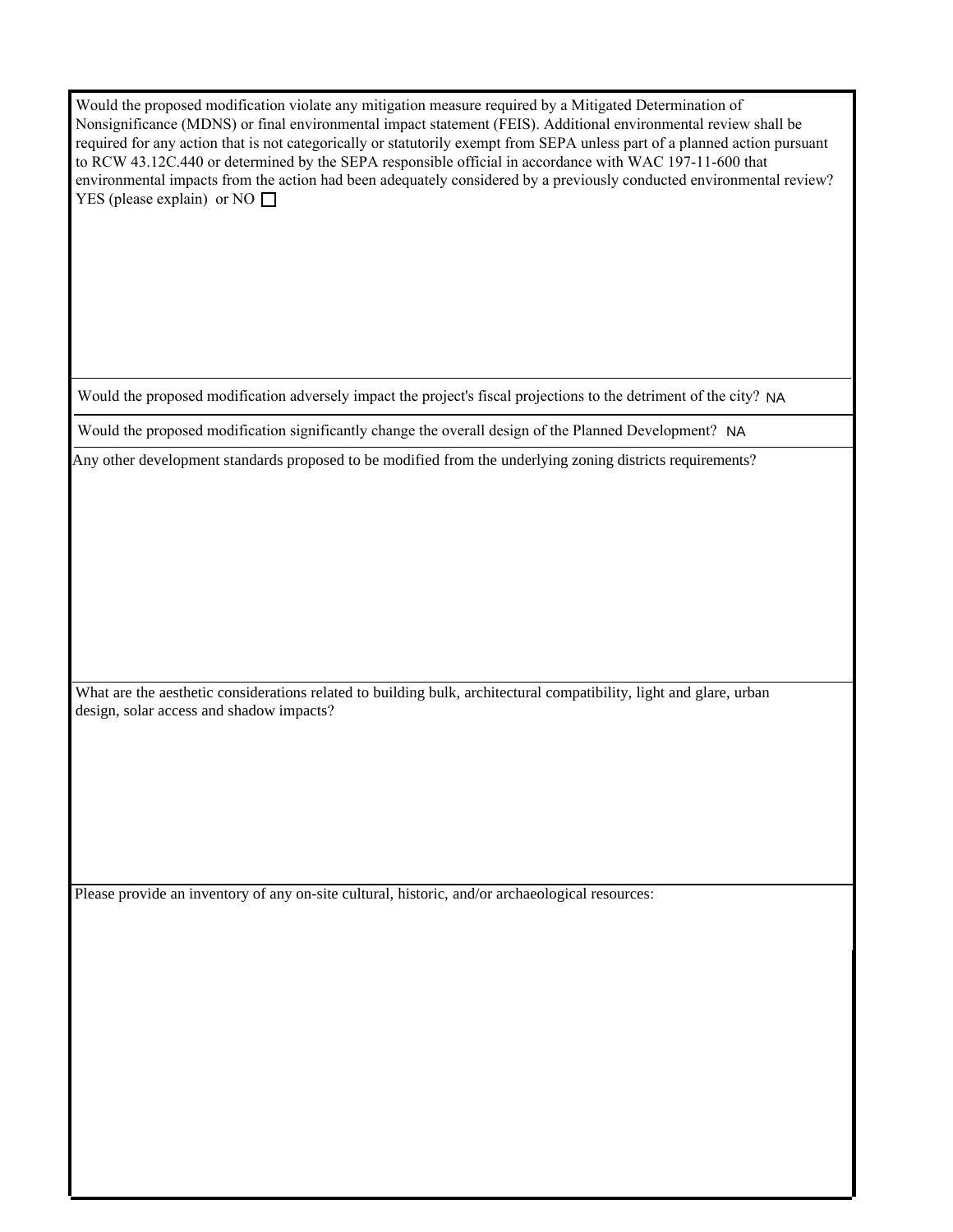Would the proposed modification violate any mitigation measure required by a Mitigated Determination of Nonsignificance (MDNS) or final environmental impact statement (FEIS). Additional environmental review shall be required for any action that is not categorically or statutorily exempt from SEPA unless part of a planned action pursuant to RCW 43.12C.440 or determined by the SEPA responsible official in accordance with WAC 197-11-600 that environmental impacts from the action had been adequately considered by a previously conducted environmental review? YES (please explain) or NO ☐

Would the proposed modification adversely impact the project's fiscal projections to the detriment of the city? NA

Would the proposed modification significantly change the overall design of the Planned Development? NA

Any other development standards proposed to be modified from the underlying zoning districts requirements?

What are the aesthetic considerations related to building bulk, architectural compatibility, light and glare, urban design, solar access and shadow impacts?

Please provide an inventory of any on-site cultural, historic, and/or archaeological resources: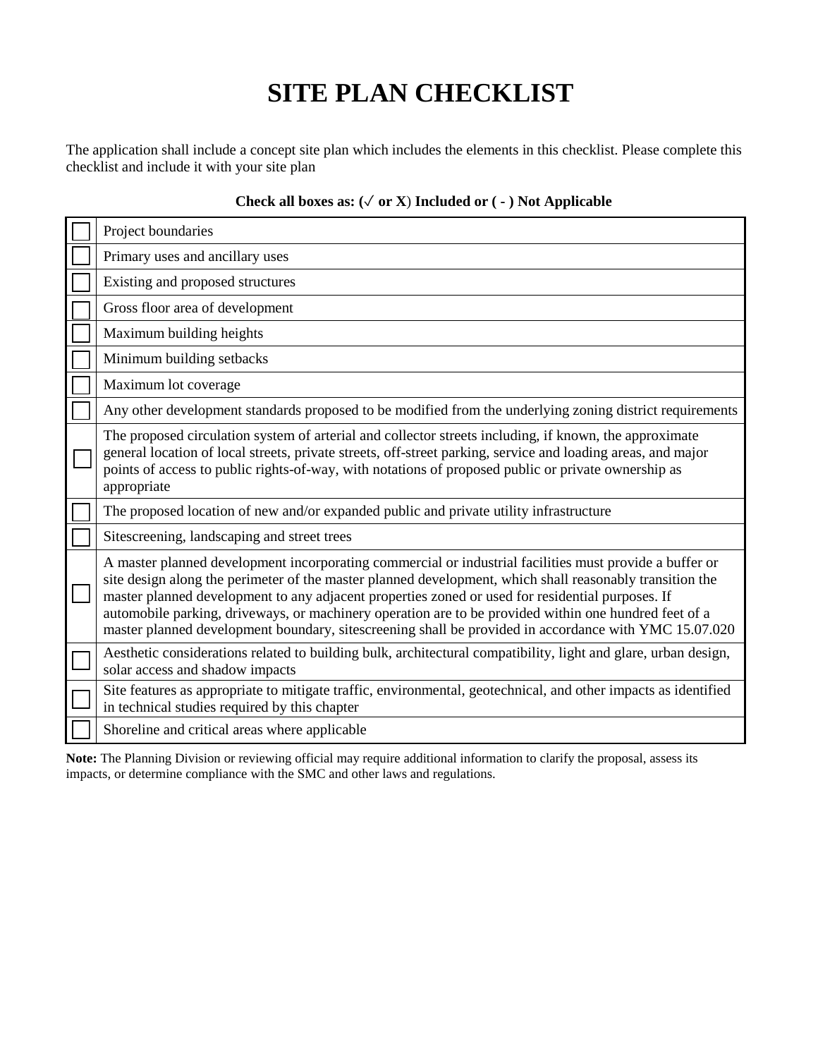# SITE PLAN CHECKLIST

The application shall include a concept site plan which includes the elements in this checklist. Please complete this checklist and include it with your site plan

**Check all boxes as: (✓ or X) Included or ( - ) Not Applicable**

| | |
|---|---|
| ☐ | Project boundaries |
| ☐ | Primary uses and ancillary uses |
| ☐ | Existing and proposed structures |
| ☐ | Gross floor area of development |
| ☐ | Maximum building heights |
| ☐ | Minimum building setbacks |
| ☐ | Maximum lot coverage |
| ☐ | Any other development standards proposed to be modified from the underlying zoning district requirements |
| ☐ | The proposed circulation system of arterial and collector streets including, if known, the approximate general location of local streets, private streets, off-street parking, service and loading areas, and major points of access to public rights-of-way, with notations of proposed public or private ownership as appropriate |
| ☐ | The proposed location of new and/or expanded public and private utility infrastructure |
| ☐ | Sitescreening, landscaping and street trees |
| ☐ | A master planned development incorporating commercial or industrial facilities must provide a buffer or site design along the perimeter of the master planned development, which shall reasonably transition the master planned development to any adjacent properties zoned or used for residential purposes. If automobile parking, driveways, or machinery operation are to be provided within one hundred feet of a master planned development boundary, sitescreening shall be provided in accordance with YMC 15.07.020 |
| ☐ | Aesthetic considerations related to building bulk, architectural compatibility, light and glare, urban design, solar access and shadow impacts |
| ☐ | Site features as appropriate to mitigate traffic, environmental, geotechnical, and other impacts as identified in technical studies required by this chapter |
| ☐ | Shoreline and critical areas where applicable |

**Note:** The Planning Division or reviewing official may require additional information to clarify the proposal, assess its impacts, or determine compliance with the SMC and other laws and regulations.